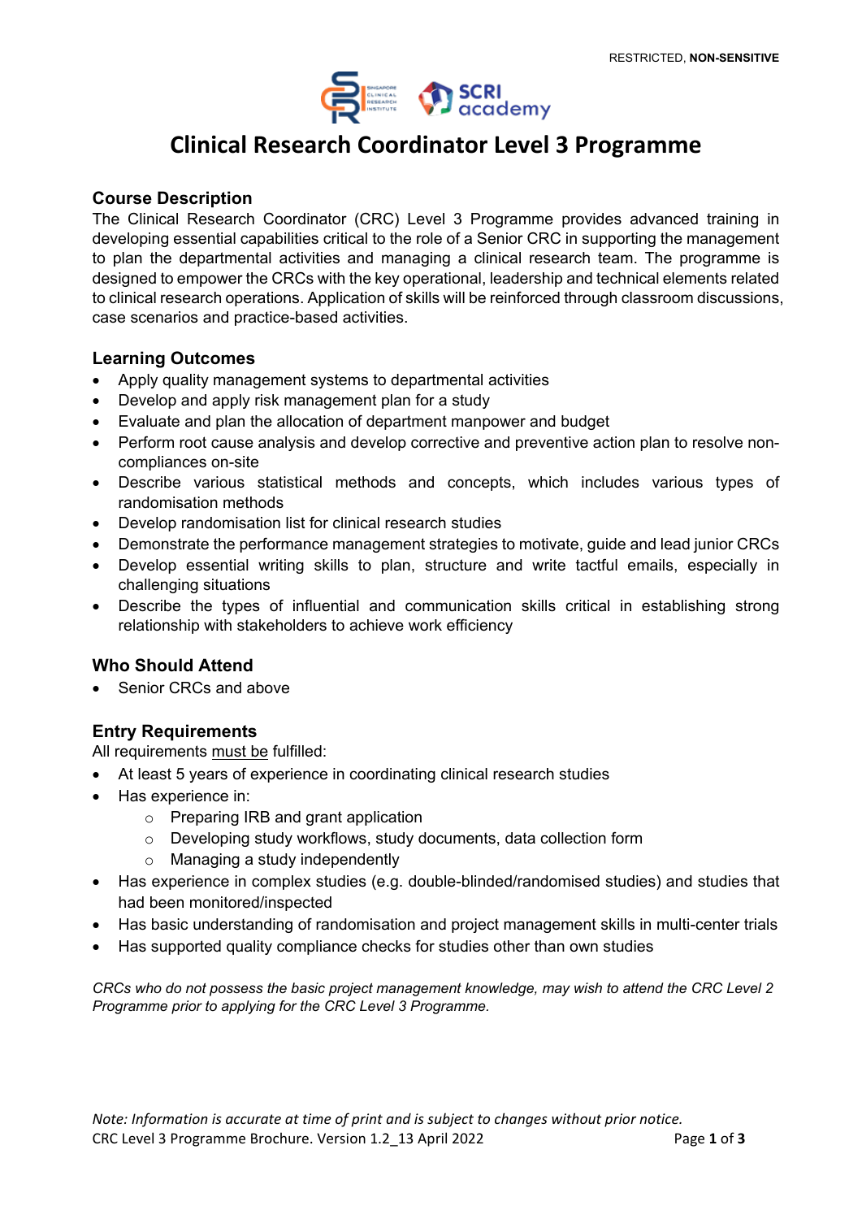# Clinical Research Coordinator Level 3 Programme

## Course Description

The Clinical Research Coordinator (CRC) Level 3 Programme provides advanced training in developing essential capabilities critical to the role of a Senior CRC in supporting the management to plan the departmental activities and managing a clinical research team. The programme is designed to empower the CRCs with the key operational, leadership and technical elements related to clinical research operations. Application of skills will be reinforced through classroom discussions, case scenarios and practice-based activities.

## Learning Outcomes

- Apply quality management systems to departmental activities
- Develop and apply risk management plan for a study
- Evaluate and plan the allocation of department manpower and budget
- Perform root cause analysis and develop corrective and preventive action plan to resolve non-compliances on-site
- Describe various statistical methods and concepts, which includes various types of randomisation methods
- Develop randomisation list for clinical research studies
- Demonstrate the performance management strategies to motivate, guide and lead junior CRCs
- Develop essential writing skills to plan, structure and write tactful emails, especially in challenging situations
- Describe the types of influential and communication skills critical in establishing strong relationship with stakeholders to achieve work efficiency

## Who Should Attend

- Senior CRCs and above

## Entry Requirements

All requirements must be fulfilled:

- At least 5 years of experience in coordinating clinical research studies
- Has experience in:
  - Preparing IRB and grant application
  - Developing study workflows, study documents, data collection form
  - Managing a study independently
- Has experience in complex studies (e.g. double-blinded/randomised studies) and studies that had been monitored/inspected
- Has basic understanding of randomisation and project management skills in multi-center trials
- Has supported quality compliance checks for studies other than own studies

*CRCs who do not possess the basic project management knowledge, may wish to attend the CRC Level 2 Programme prior to applying for the CRC Level 3 Programme.*

*Note: Information is accurate at time of print and is subject to changes without prior notice.*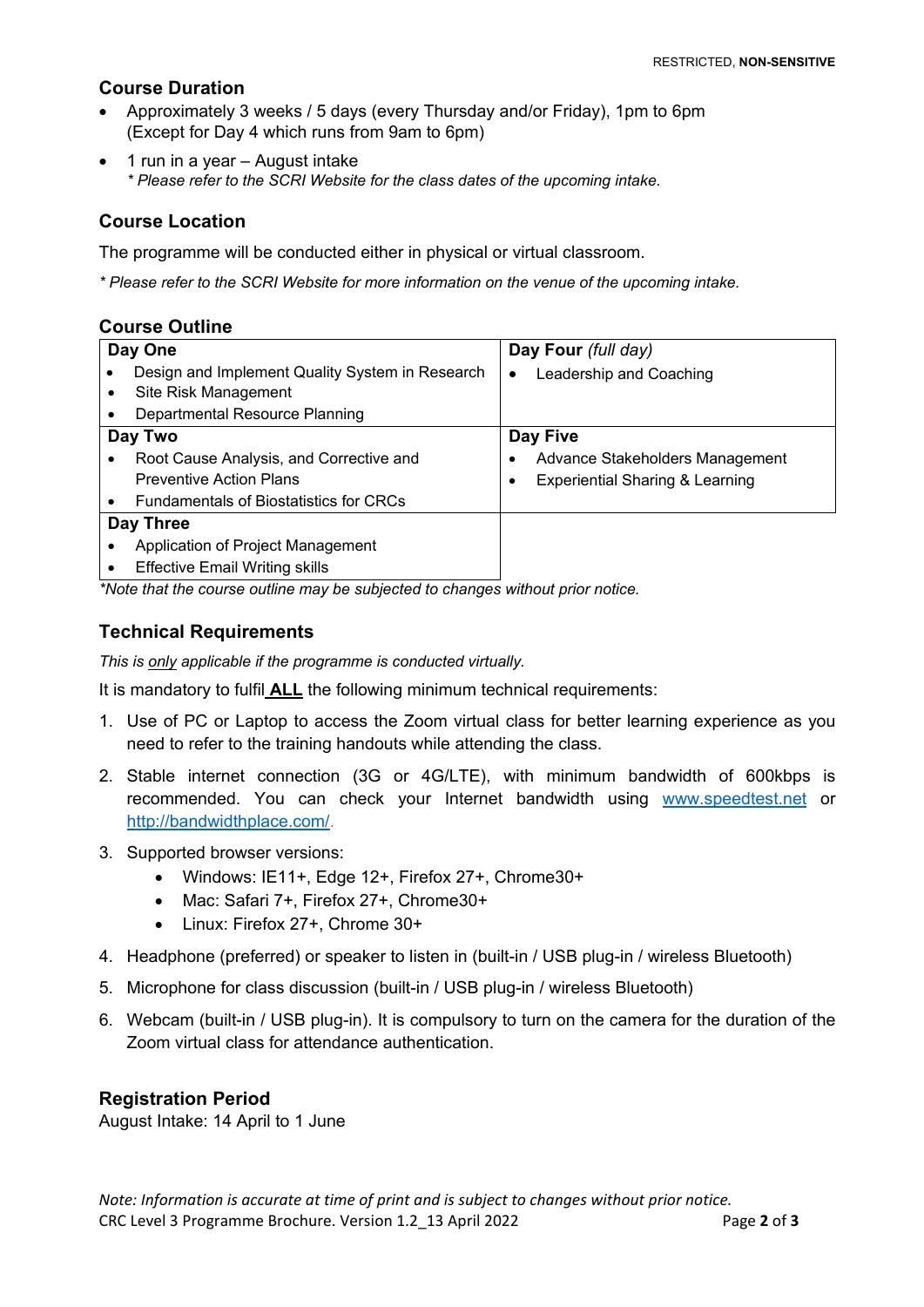RESTRICTED, **NON-SENSITIVE**

## Course Duration

- Approximately 3 weeks / 5 days (every Thursday and/or Friday), 1pm to 6pm (Except for Day 4 which runs from 9am to 6pm)
- 1 run in a year – August intake
  *\* Please refer to the SCRI Website for the class dates of the upcoming intake.*

## Course Location

The programme will be conducted either in physical or virtual classroom.

*\* Please refer to the SCRI Website for more information on the venue of the upcoming intake.*

## Course Outline

| | |
|---|---|
| **Day One**<br>• Design and Implement Quality System in Research<br>• Site Risk Management<br>• Departmental Resource Planning | **Day Four** *(full day)*<br>• Leadership and Coaching |
| **Day Two**<br>• Root Cause Analysis, and Corrective and Preventive Action Plans<br>• Fundamentals of Biostatistics for CRCs | **Day Five**<br>• Advance Stakeholders Management<br>• Experiential Sharing & Learning |
| **Day Three**<br>• Application of Project Management<br>• Effective Email Writing skills | |

*\*Note that the course outline may be subjected to changes without prior notice.*

## Technical Requirements

*This is only applicable if the programme is conducted virtually.*

It is mandatory to fulfil **ALL** the following minimum technical requirements:

1. Use of PC or Laptop to access the Zoom virtual class for better learning experience as you need to refer to the training handouts while attending the class.
2. Stable internet connection (3G or 4G/LTE), with minimum bandwidth of 600kbps is recommended. You can check your Internet bandwidth using www.speedtest.net or http://bandwidthplace.com/.
3. Supported browser versions:
   - Windows: IE11+, Edge 12+, Firefox 27+, Chrome30+
   - Mac: Safari 7+, Firefox 27+, Chrome30+
   - Linux: Firefox 27+, Chrome 30+
4. Headphone (preferred) or speaker to listen in (built-in / USB plug-in / wireless Bluetooth)
5. Microphone for class discussion (built-in / USB plug-in / wireless Bluetooth)
6. Webcam (built-in / USB plug-in). It is compulsory to turn on the camera for the duration of the Zoom virtual class for attendance authentication.

## Registration Period

August Intake: 14 April to 1 June

*Note: Information is accurate at time of print and is subject to changes without prior notice.*
CRC Level 3 Programme Brochure. Version 1.2_13 April 2022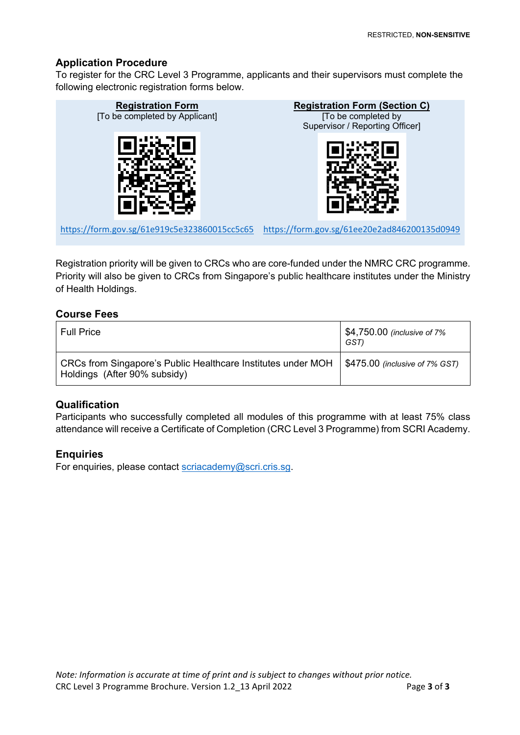## Application Procedure

To register for the CRC Level 3 Programme, applicants and their supervisors must complete the following electronic registration forms below.

| Registration Form | Registration Form (Section C) |
|---|---|
| [To be completed by Applicant] | [To be completed by Supervisor / Reporting Officer] |
| https://form.gov.sg/61e919c5e323860015cc5c65 | https://form.gov.sg/61ee20e2ad846200135d0949 |

Registration priority will be given to CRCs who are core-funded under the NMRC CRC programme. Priority will also be given to CRCs from Singapore's public healthcare institutes under the Ministry of Health Holdings.

## Course Fees

| | |
|---|---|
| Full Price | $4,750.00 *(inclusive of 7% GST)* |
| CRCs from Singapore's Public Healthcare Institutes under MOH Holdings (After 90% subsidy) | $475.00 *(inclusive of 7% GST)* |

## Qualification

Participants who successfully completed all modules of this programme with at least 75% class attendance will receive a Certificate of Completion (CRC Level 3 Programme) from SCRI Academy.

## Enquiries

For enquiries, please contact scriacademy@scri.cris.sg.

*Note: Information is accurate at time of print and is subject to changes without prior notice.*

CRC Level 3 Programme Brochure. Version 1.2_13 April 2022